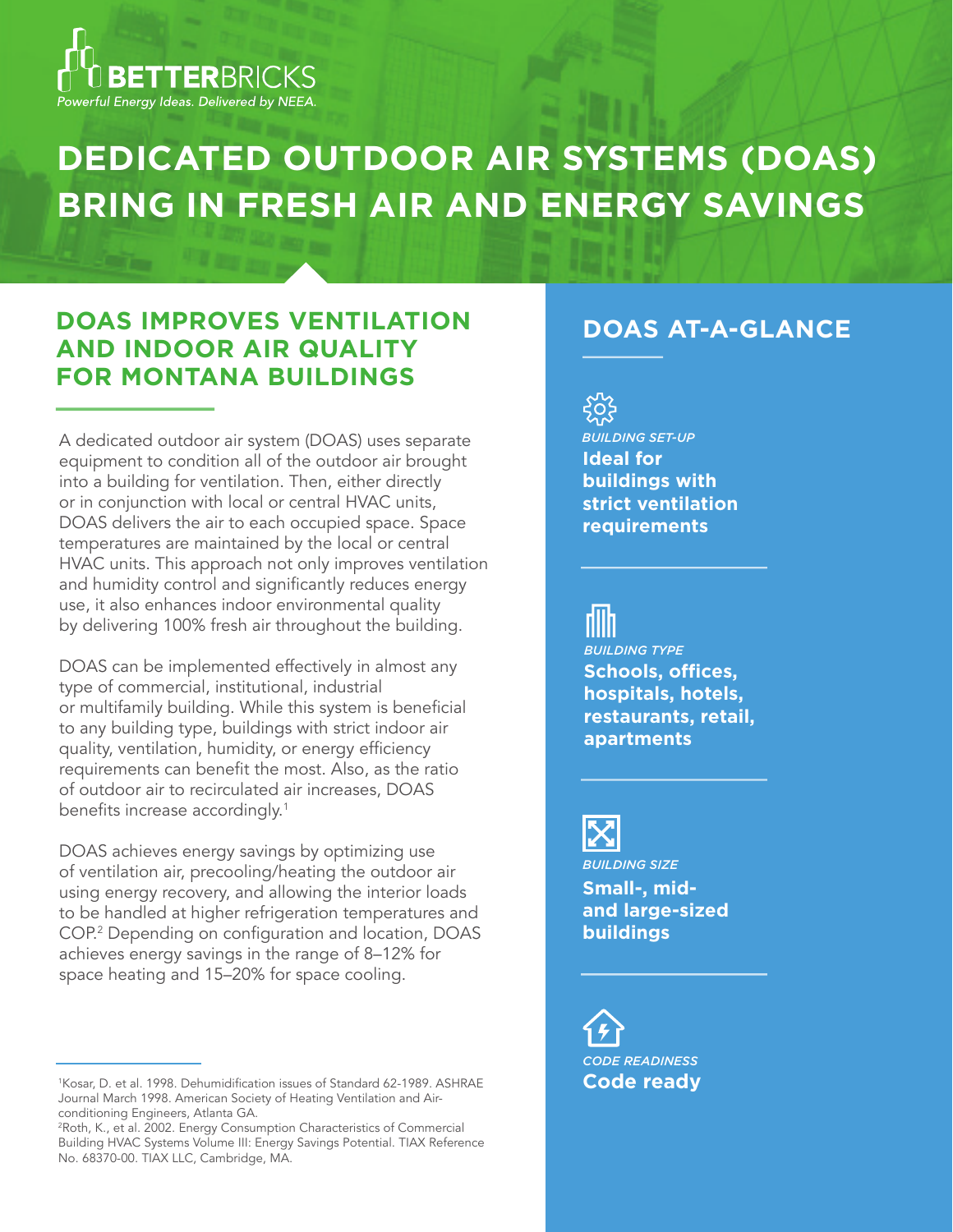BETTERBRICKS

*Powerful Energy Ideas. Delivered by NEEA.*

# DEDICATED OUTDOOR AIR SYSTEMS (DOAS) BRING IN FRESH AIR AND ENERGY SAVINGS

## DOAS IMPROVES VENTILATION AND INDOOR AIR QUALITY FOR MONTANA BUILDINGS

A dedicated outdoor air system (DOAS) uses separate equipment to condition all of the outdoor air brought into a building for ventilation. Then, either directly or in conjunction with local or central HVAC units, DOAS delivers the air to each occupied space. Space temperatures are maintained by the local or central HVAC units. This approach not only improves ventilation and humidity control and significantly reduces energy use, it also enhances indoor environmental quality by delivering 100% fresh air throughout the building.

DOAS can be implemented effectively in almost any type of commercial, institutional, industrial or multifamily building. While this system is beneficial to any building type, buildings with strict indoor air quality, ventilation, humidity, or energy efficiency requirements can benefit the most. Also, as the ratio of outdoor air to recirculated air increases, DOAS benefits increase accordingly.[1]

DOAS achieves energy savings by optimizing use of ventilation air, precooling/heating the outdoor air using energy recovery, and allowing the interior loads to be handled at higher refrigeration temperatures and COP.[2] Depending on configuration and location, DOAS achieves energy savings in the range of 8–12% for space heating and 15–20% for space cooling.

[1]Kosar, D. et al. 1998. Dehumidification issues of Standard 62-1989. ASHRAE Journal March 1998. American Society of Heating Ventilation and Air-conditioning Engineers, Atlanta GA.

[2]Roth, K., et al. 2002. Energy Consumption Characteristics of Commercial Building HVAC Systems Volume III: Energy Savings Potential. TIAX Reference No. 68370-00. TIAX LLC, Cambridge, MA.

## DOAS AT-A-GLANCE

*BUILDING SET-UP*

**Ideal for buildings with strict ventilation requirements**

*BUILDING TYPE*

**Schools, offices, hospitals, hotels, restaurants, retail, apartments**

*BUILDING SIZE*

**Small-, mid- and large-sized buildings**

*CODE READINESS*

**Code ready**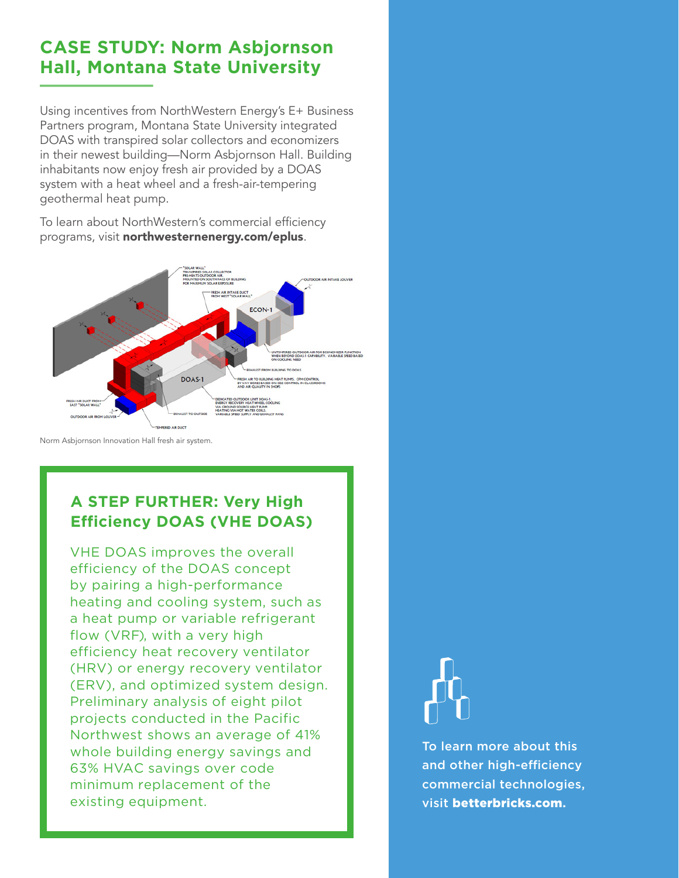## CASE STUDY: Norm Asbjornson Hall, Montana State University

Using incentives from NorthWestern Energy's E+ Business Partners program, Montana State University integrated DOAS with transpired solar collectors and economizers in their newest building—Norm Asbjornson Hall. Building inhabitants now enjoy fresh air provided by a DOAS system with a heat wheel and a fresh-air-tempering geothermal heat pump.

To learn about NorthWestern's commercial efficiency programs, visit **northwesternenergy.com/eplus**.

Norm Asbjornson Innovation Hall fresh air system.

### A STEP FURTHER: Very High Efficiency DOAS (VHE DOAS)

VHE DOAS improves the overall efficiency of the DOAS concept by pairing a high-performance heating and cooling system, such as a heat pump or variable refrigerant flow (VRF), with a very high efficiency heat recovery ventilator (HRV) or energy recovery ventilator (ERV), and optimized system design. Preliminary analysis of eight pilot projects conducted in the Pacific Northwest shows an average of 41% whole building energy savings and 63% HVAC savings over code minimum replacement of the existing equipment.

To learn more about this and other high-efficiency commercial technologies, visit **betterbricks.com.**